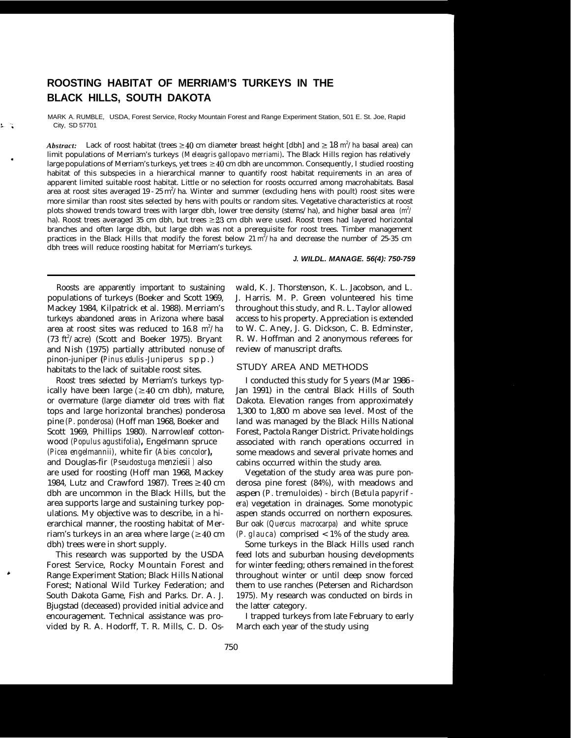// ROOSTING HABITAT OF MERRIAM'S TURKEYS IN THE BLACK HILLS, SOUTH DAKOTA

MARK A. RUMBLE, USDA, Forest Service, Rocky Mountain Forest and Range Experiment Station, 501 E. St. Joe, Rapid City, SD 57701

***Abstract:*** Lack of roost habitat (trees $\geq 40$ cm diameter breast height [dbh] and $\geq 18$ $m^2/ha$ basal area) can limit populations of Merriam's turkeys (*Meleagris gallopavo merriami*). The Black Hills region has relatively large populations of Merriam's turkeys, yet trees $\geq 40$ cm dbh are uncommon. Consequently, I studied roosting habitat of this subspecies in a hierarchical manner to quantify roost habitat requirements in an area of apparent limited suitable roost habitat. Little or no selection for roosts occurred among macrohabitats. Basal area at roost sites averaged 19 - 25 $m^2$/ha. Winter and summer (excluding hens with poult) roost sites were more similar than roost sites selected by hens with poults or random sites. Vegetative characteristics at roost plots showed trends toward trees with larger dbh, lower tree density (stems/ha), and higher basal area ($m^2$/ha). Roost trees averaged 35 cm dbh, but trees $\geq 23$ cm dbh were used. Roost trees had layered horizontal branches and often large dbh, but large dbh was not a prerequisite for roost trees. Timber management practices in the Black Hills that modify the forest below 21 $m^2/ha$ and decrease the number of 25-35 cm dbh trees will reduce roosting habitat for Merriam's turkeys.

***J. WILDL. MANAGE. 56(4): 750-759***

Roosts are apparently important to sustaining populations of turkeys (Boeker and Scott 1969, Mackey 1984, Kilpatrick et al. 1988). Merriam's turkeys abandoned areas in Arizona where basal area at roost sites was reduced to 16.8 $m^2/ha$ (73 $ft^2$/acre) (Scott and Boeker 1975). Bryant and Nish (1975) partially attributed nonuse of pinon-juniper (*Pinus edulis-Juniperus* spp.) habitats to the lack of suitable roost sites.

Roost trees selected by Merriam's turkeys typically have been large ($\geq 40$ cm dbh), mature, or overmature (large diameter old trees with flat tops and large horizontal branches) ponderosa pine (*P. ponderosa*) (Hoff man 1968, Boeker and Scott 1969, Phillips 1980). Narrowleaf cottonwood (*Populus agustifolia*), Engelmann spruce (*Picea engelmannii*), white fir (*Abies concolor*), and Douglas-fir (*Pseudostuga menziesii*) also are used for roosting (Hoff man 1968, Mackey 1984, Lutz and Crawford 1987). Trees $\geq 40$ cm dbh are uncommon in the Black Hills, but the area supports large and sustaining turkey populations. My objective was to describe, in a hierarchical manner, the roosting habitat of Merriam's turkeys in an area where large ($\geq 40$ cm dbh) trees were in short supply.

This research was supported by the USDA Forest Service, Rocky Mountain Forest and Range Experiment Station; Black Hills National Forest; National Wild Turkey Federation; and South Dakota Game, Fish and Parks. Dr. A. J. Bjugstad (deceased) provided initial advice and encouragement. Technical assistance was provided by R. A. Hodorff, T. R. Mills, C. D. Oswald, K. J. Thorstenson, K. L. Jacobson, and L. J. Harris. M. P. Green volunteered his time throughout this study, and R. L. Taylor allowed access to his property. Appreciation is extended to W. C. Aney, J. G. Dickson, C. B. Edminster, R. W. Hoffman and 2 anonymous referees for review of manuscript drafts.

## STUDY AREA AND METHODS

I conducted this study for 5 years (Mar 1986 - Jan 1991) in the central Black Hills of South Dakota. Elevation ranges from approximately 1,300 to 1,800 m above sea level. Most of the land was managed by the Black Hills National Forest, Pactola Ranger District. Private holdings associated with ranch operations occurred in some meadows and several private homes and cabins occurred within the study area.

Vegetation of the study area was pure ponderosa pine forest (84%), with meadows and aspen (*P. tremuloides*) - birch (*Betula papyrifera*) vegetation in drainages. Some monotypic aspen stands occurred on northern exposures. Bur oak (*Quercus macrocarpa*) and white spruce (*P. glauca*) comprised < 1% of the study area.

Some turkeys in the Black Hills used ranch feed lots and suburban housing developments for winter feeding; others remained in the forest throughout winter or until deep snow forced them to use ranches (Petersen and Richardson 1975). My research was conducted on birds in the latter category.

I trapped turkeys from late February to early March each year of the study using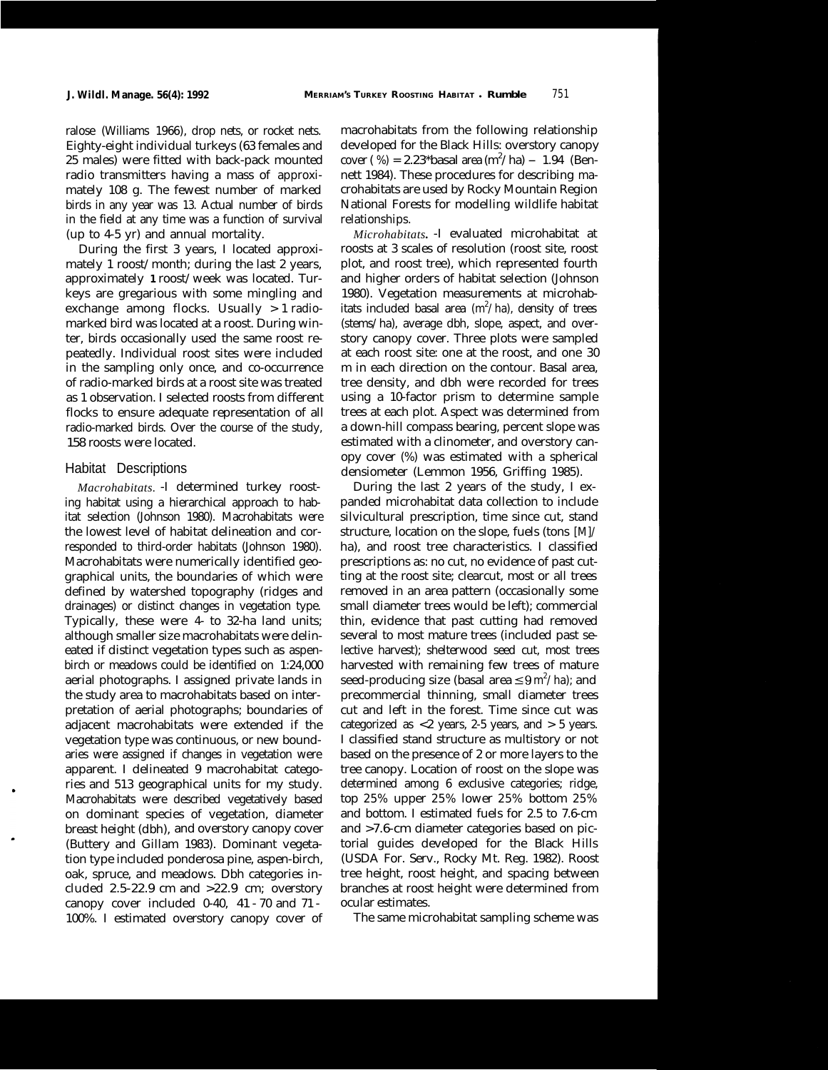ralose (Williams 1966), drop nets, or rocket nets. Eighty-eight individual turkeys (63 females and 25 males) were fitted with back-pack mounted radio transmitters having a mass of approximately 108 g. The fewest number of marked birds in any year was 13. Actual number of birds in the field at any time was a function of survival (up to 4-5 yr) and annual mortality.

During the first 3 years, I located approximately 1 roost/month; during the last 2 years, approximately 1 roost/week was located. Turkeys are gregarious with some mingling and exchange among flocks. Usually > 1 radio-marked bird was located at a roost. During winter, birds occasionally used the same roost repeatedly. Individual roost sites were included in the sampling only once, and co-occurrence of radio-marked birds at a roost site was treated as 1 observation. I selected roosts from different flocks to ensure adequate representation of all radio-marked birds. Over the course of the study, 158 roosts were located.

## Habitat Descriptions

*Macrohabitats.* -I determined turkey roosting habitat using a hierarchical approach to habitat selection (Johnson 1980). Macrohabitats were the lowest level of habitat delineation and corresponded to third-order habitats (Johnson 1980). Macrohabitats were numerically identified geographical units, the boundaries of which were defined by watershed topography (ridges and drainages) or distinct changes in vegetation type. Typically, these were 4- to 32-ha land units; although smaller size macrohabitats were delineated if distinct vegetation types such as aspen-birch or meadows could be identified on 1:24,000 aerial photographs. I assigned private lands in the study area to macrohabitats based on interpretation of aerial photographs; boundaries of adjacent macrohabitats were extended if the vegetation type was continuous, or new boundaries were assigned if changes in vegetation were apparent. I delineated 9 macrohabitat categories and 513 geographical units for my study. Macrohabitats were described vegetatively based on dominant species of vegetation, diameter breast height (dbh), and overstory canopy cover (Buttery and Gillam 1983). Dominant vegetation type included ponderosa pine, aspen-birch, oak, spruce, and meadows. Dbh categories included 2.5-22.9 cm and >22.9 cm; overstory canopy cover included 0-40, 41 - 70 and 71 - 100%. I estimated overstory canopy cover of macrohabitats from the following relationship developed for the Black Hills: overstory canopy cover (%) = 2.23*basal area ($m^2$/ha) – 1.94 (Bennett 1984). These procedures for describing macrohabitats are used by Rocky Mountain Region National Forests for modelling wildlife habitat relationships.

*Microhabitats.* -I evaluated microhabitat at roosts at 3 scales of resolution (roost site, roost plot, and roost tree), which represented fourth and higher orders of habitat selection (Johnson 1980). Vegetation measurements at microhabitats included basal area ($m^2$/ha), density of trees (stems/ha), average dbh, slope, aspect, and overstory canopy cover. Three plots were sampled at each roost site: one at the roost, and one 30 m in each direction on the contour. Basal area, tree density, and dbh were recorded for trees using a 10-factor prism to determine sample trees at each plot. Aspect was determined from a down-hill compass bearing, percent slope was estimated with a clinometer, and overstory canopy cover (%) was estimated with a spherical densiometer (Lemmon 1956, Griffing 1985).

During the last 2 years of the study, I expanded microhabitat data collection to include silvicultural prescription, time since cut, stand structure, location on the slope, fuels (tons [M]/ha), and roost tree characteristics. I classified prescriptions as: no cut, no evidence of past cutting at the roost site; clearcut, most or all trees removed in an area pattern (occasionally some small diameter trees would be left); commercial thin, evidence that past cutting had removed several to most mature trees (included past selective harvest); shelterwood seed cut, most trees harvested with remaining few trees of mature seed-producing size (basal area $\leq 9$ $m^2$/ha); and precommercial thinning, small diameter trees cut and left in the forest. Time since cut was categorized as <2 years, 2-5 years, and > 5 years. I classified stand structure as multistory or not based on the presence of 2 or more layers to the tree canopy. Location of roost on the slope was determined among 6 exclusive categories; ridge, top 25% upper 25% lower 25% bottom 25% and bottom. I estimated fuels for 2.5 to 7.6-cm and >7.6-cm diameter categories based on pictorial guides developed for the Black Hills (USDA For. Serv., Rocky Mt. Reg. 1982). Roost tree height, roost height, and spacing between branches at roost height were determined from ocular estimates.

The same microhabitat sampling scheme was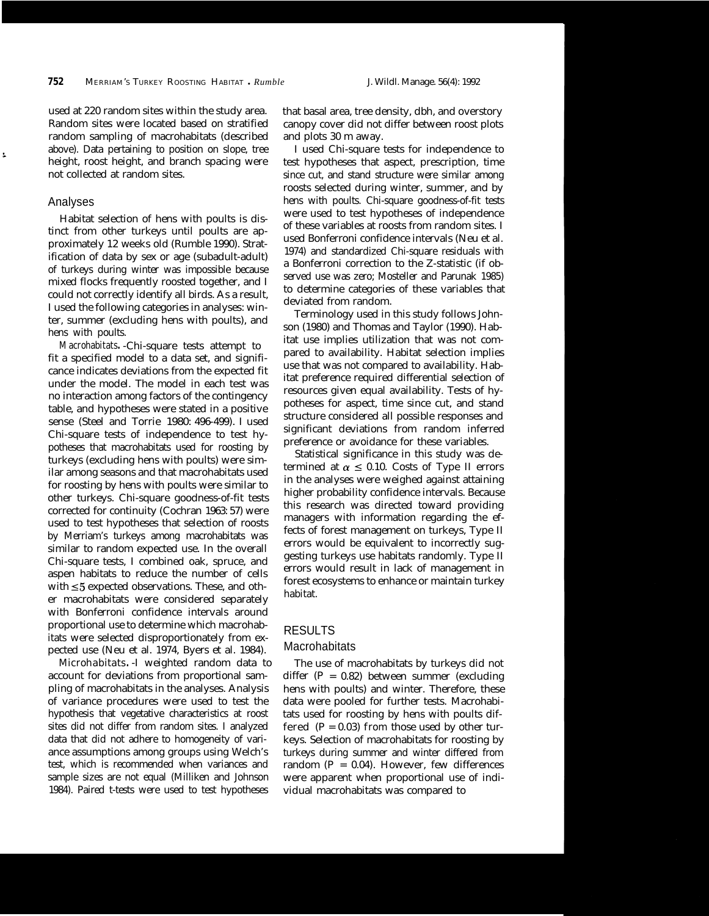used at 220 random sites within the study area. Random sites were located based on stratified random sampling of macrohabitats (described above). Data pertaining to position on slope, tree height, roost height, and branch spacing were not collected at random sites.

### Analyses

Habitat selection of hens with poults is distinct from other turkeys until poults are approximately 12 weeks old (Rumble 1990). Stratification of data by sex or age (subadult-adult) of turkeys during winter was impossible because mixed flocks frequently roosted together, and I could not correctly identify all birds. As a result, I used the following categories in analyses: winter, summer (excluding hens with poults), and hens with poults.

*Macrohabitats*.-Chi-square tests attempt to fit a specified model to a data set, and significance indicates deviations from the expected fit under the model. The model in each test was no interaction among factors of the contingency table, and hypotheses were stated in a positive sense (Steel and Torrie 1980: 496-499). I used Chi-square tests of independence to test hypotheses that macrohabitats used for roosting by turkeys (excluding hens with poults) were similar among seasons and that macrohabitats used for roosting by hens with poults were similar to other turkeys. Chi-square goodness-of-fit tests corrected for continuity (Cochran 1963: 57) were used to test hypotheses that selection of roosts by Merriam's turkeys among macrohabitats was similar to random expected use. In the overall Chi-square tests, I combined oak, spruce, and aspen habitats to reduce the number of cells with $\leq 5$ expected observations. These, and other macrohabitats were considered separately with Bonferroni confidence intervals around proportional use to determine which macrohabitats were selected disproportionately from expected use (Neu et al. 1974, Byers et al. 1984).

*Microhabitats*.-I weighted random data to account for deviations from proportional sampling of macrohabitats in the analyses. Analysis of variance procedures were used to test the hypothesis that vegetative characteristics at roost sites did not differ from random sites. I analyzed data that did not adhere to homogeneity of variance assumptions among groups using Welch's test, which is recommended when variances and sample sizes are not equal (Milliken and Johnson 1984). Paired t-tests were used to test hypotheses that basal area, tree density, dbh, and overstory canopy cover did not differ between roost plots and plots 30 m away.

I used Chi-square tests for independence to test hypotheses that aspect, prescription, time since cut, and stand structure were similar among roosts selected during winter, summer, and by hens with poults. Chi-square goodness-of-fit tests were used to test hypotheses of independence of these variables at roosts from random sites. I used Bonferroni confidence intervals (Neu et al. 1974) and standardized Chi-square residuals with a Bonferroni correction to the Z-statistic (if observed use was zero; Mosteller and Parunak 1985) to determine categories of these variables that deviated from random.

Terminology used in this study follows Johnson (1980) and Thomas and Taylor (1990). Habitat use implies utilization that was not compared to availability. Habitat selection implies use that was not compared to availability. Habitat preference required differential selection of resources given equal availability. Tests of hypotheses for aspect, time since cut, and stand structure considered all possible responses and significant deviations from random inferred preference or avoidance for these variables.

Statistical significance in this study was determined at $\alpha \leq 0.10$. Costs of Type II errors in the analyses were weighed against attaining higher probability confidence intervals. Because this research was directed toward providing managers with information regarding the effects of forest management on turkeys, Type II errors would be equivalent to incorrectly suggesting turkeys use habitats randomly. Type II errors would result in lack of management in forest ecosystems to enhance or maintain turkey habitat.

## RESULTS

### Macrohabitats

The use of macrohabitats by turkeys did not differ ($P = 0.82$) between summer (excluding hens with poults) and winter. Therefore, these data were pooled for further tests. Macrohabitats used for roosting by hens with poults differed ($P = 0.03$) from those used by other turkeys. Selection of macrohabitats for roosting by turkeys during summer and winter differed from random ($P = 0.04$). However, few differences were apparent when proportional use of individual macrohabitats was compared to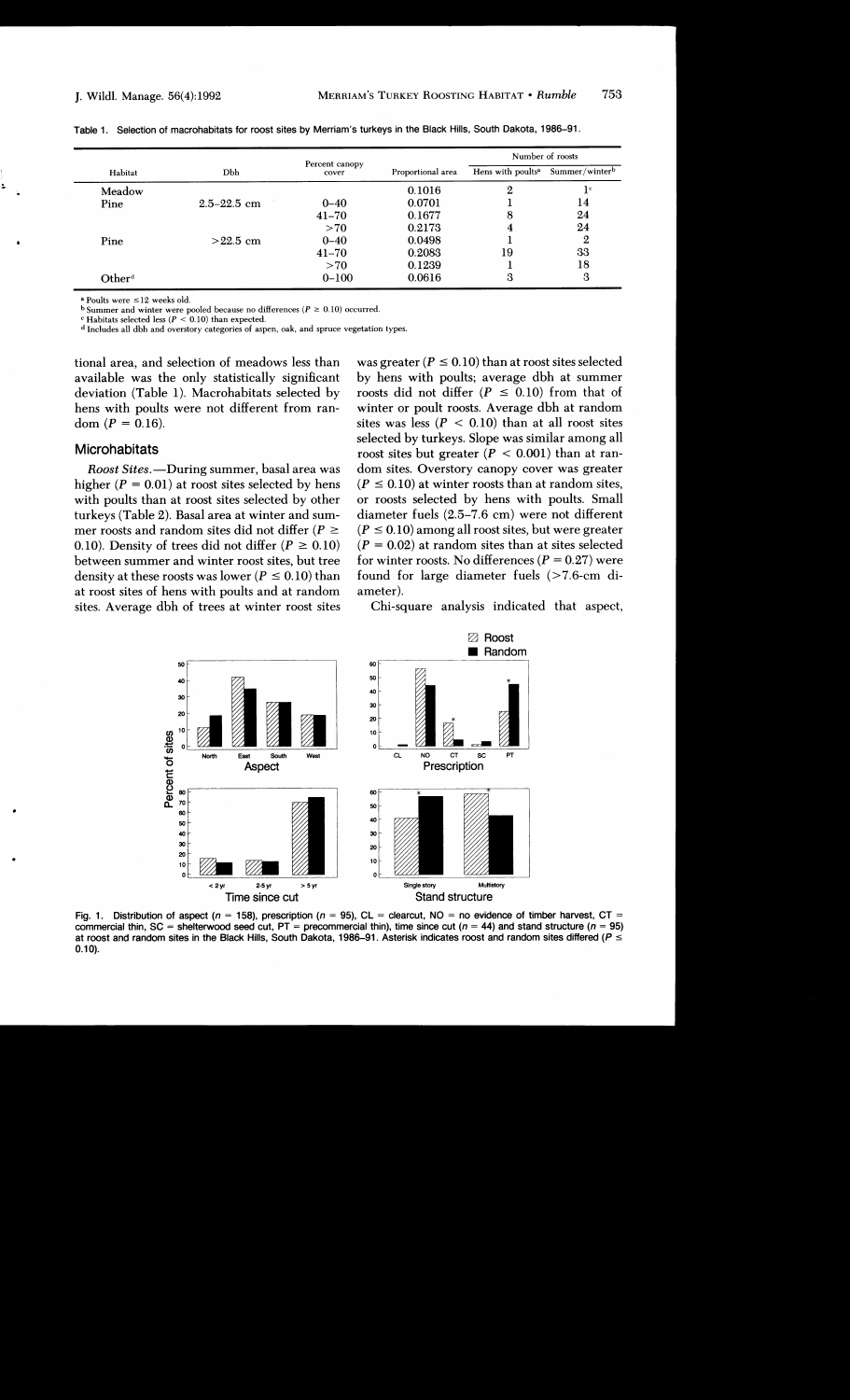Table 1. Selection of macrohabitats for roost sites by Merriam's turkeys in the Black Hills, South Dakota, 1986–91.

| Habitat | Dbh | Percent canopy cover | Proportional area | Number of roosts | |
|---|---|---|---|---|---|
| | | | | Hens with poults[a] | Summer/winter[b] |
| Meadow | | | 0.1016 | 2 | 1[c] |
| Pine | 2.5–22.5 cm | 0–40 | 0.0701 | 1 | 14 |
| | | 41–70 | 0.1677 | 8 | 24 |
| | | >70 | 0.2173 | 4 | 24 |
| Pine | >22.5 cm | 0–40 | 0.0498 | 1 | 2 |
| | | 41–70 | 0.2083 | 19 | 33 |
| | | >70 | 0.1239 | 1 | 18 |
| Other[d] | | 0–100 | 0.0616 | 3 | 3 |

[a] Poults were ≤12 weeks old.
[b] Summer and winter were pooled because no differences ($P \geq 0.10$) occurred.
[c] Habitats selected less ($P < 0.10$) than expected.
[d] Includes all dbh and overstory categories of aspen, oak, and spruce vegetation types.

tional area, and selection of meadows less than available was the only statistically significant deviation (Table 1). Macrohabitats selected by hens with poults were not different from random ($P = 0.16$).

### Microhabitats

*Roost Sites.*—During summer, basal area was higher ($P = 0.01$) at roost sites selected by hens with poults than at roost sites selected by other turkeys (Table 2). Basal area at winter and summer roosts and random sites did not differ ($P \geq 0.10$). Density of trees did not differ ($P \geq 0.10$) between summer and winter roost sites, but tree density at these roosts was lower ($P \leq 0.10$) than at roost sites of hens with poults and at random sites. Average dbh of trees at winter roost sites was greater ($P \leq 0.10$) than at roost sites selected by hens with poults; average dbh at summer roosts did not differ ($P \leq 0.10$) from that of winter or poult roosts. Average dbh at random sites was less ($P < 0.10$) than at all roost sites selected by turkeys. Slope was similar among all roost sites but greater ($P < 0.001$) than at random sites. Overstory canopy cover was greater ($P \leq 0.10$) at winter roosts than at random sites, or roosts selected by hens with poults. Small diameter fuels (2.5–7.6 cm) were not different ($P \leq 0.10$) among all roost sites, but were greater ($P = 0.02$) at random sites than at sites selected for winter roosts. No differences ($P = 0.27$) were found for large diameter fuels (>7.6-cm diameter).

Chi-square analysis indicated that aspect,

Fig. 1. Distribution of aspect ($n = 158$), prescription ($n = 95$), CL = clearcut, NO = no evidence of timber harvest, CT = commercial thin, SC = shelterwood seed cut, PT = precommercial thin), time since cut ($n = 44$) and stand structure ($n = 95$) at roost and random sites in the Black Hills, South Dakota, 1986–91. Asterisk indicates roost and random sites differed ($P \leq 0.10$).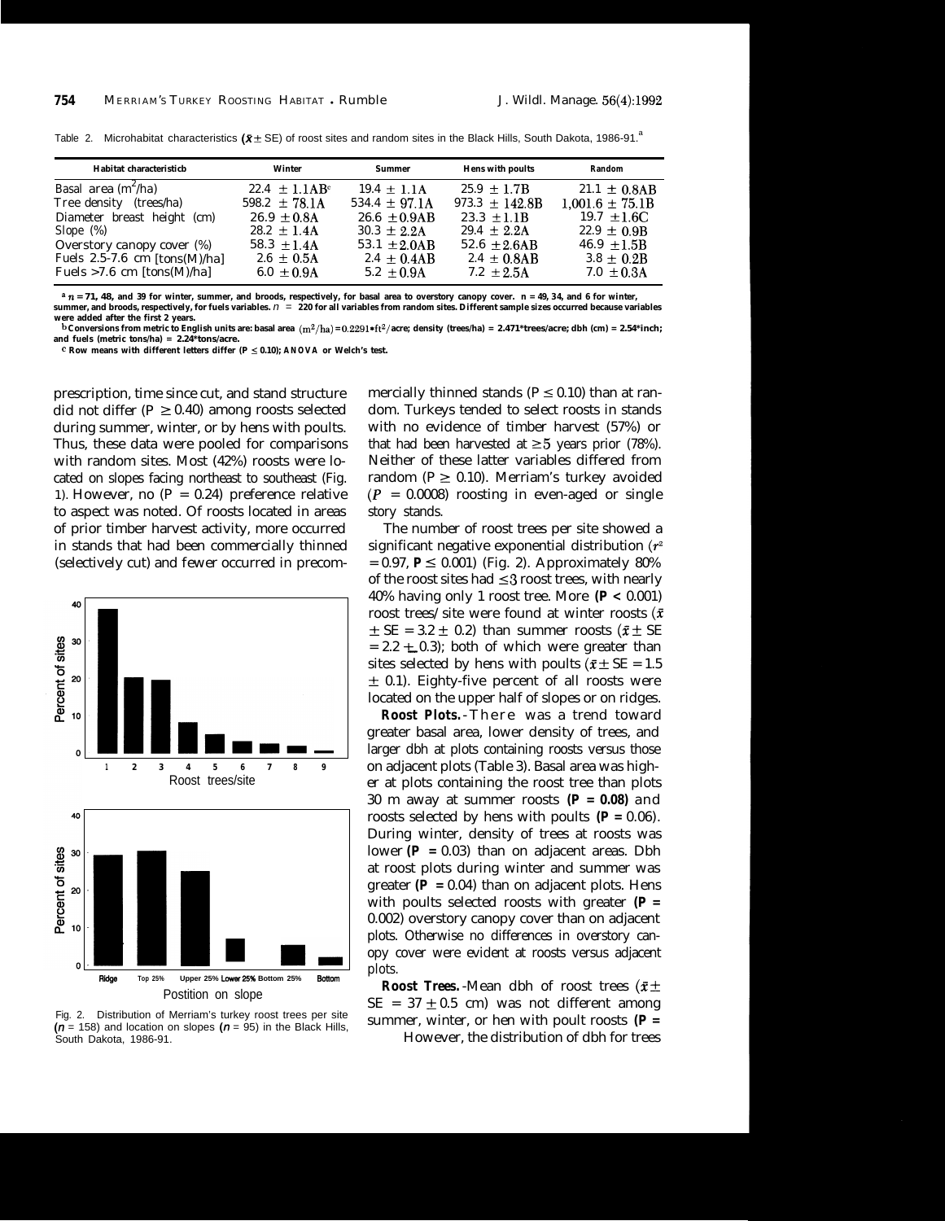Table 2. Microhabitat characteristics ($\bar{x} \pm$ SE) of roost sites and random sites in the Black Hills, South Dakota, 1986-91.[a]

| Habitat characteristic[b] | Winter | Summer | Hens with poults | Random |
|---|---|---|---|---|
| Basal area (m²/ha) | 22.4 ± 1.1AB[c] | 19.4 ± 1.1A | 25.9 ± 1.7B | 21.1 ± 0.8AB |
| Tree density (trees/ha) | 598.2 ± 78.1A | 534.4 ± 97.1A | 973.3 ± 142.8B | 1,001.6 ± 75.1B |
| Diameter breast height (cm) | 26.9 ± 0.8A | 26.6 ± 0.9AB | 23.3 ± 1.1B | 19.7 ± 1.6C |
| Slope (%) | 28.2 ± 1.4A | 30.3 ± 2.2A | 29.4 ± 2.2A | 22.9 ± 0.9B |
| Overstory canopy cover (%) | 58.3 ± 1.4A | 53.1 ± 2.0AB | 52.6 ± 2.6AB | 46.9 ± 1.5B |
| Fuels 2.5-7.6 cm [tons(M)/ha] | 2.6 ± 0.5A | 2.4 ± 0.4AB | 2.4 ± 0.8AB | 3.8 ± 0.2B |
| Fuels >7.6 cm [tons(M)/ha] | 6.0 ± 0.9A | 5.2 ± 0.9A | 7.2 ± 2.5A | 7.0 ± 0.3A |

[a] $n$ = 71, 48, and 39 for winter, summer, and broods, respectively, for basal area to overstory canopy cover. $n$ = 49, 34, and 6 for winter, summer, and broods, respectively, for fuels variables. $n$ = 220 for all variables from random sites. Different sample sizes occurred because variables were added after the first 2 years.

[b] Conversions from metric to English units are: basal area (m²/ha) = 0.2291*ft²/acre; density (trees/ha) = 2.471*trees/acre; dbh (cm) = 2.54*inch; and fuels (metric tons/ha) = 2.24*tons/acre.

[c] Row means with different letters differ ($P \leq 0.10$); ANOVA or Welch's test.

prescription, time since cut, and stand structure did not differ ($P \geq 0.40$) among roosts selected during summer, winter, or by hens with poults. Thus, these data were pooled for comparisons with random sites. Most (42%) roosts were located on slopes facing northeast to southeast (Fig. 1). However, no ($P = 0.24$) preference relative to aspect was noted. Of roosts located in areas of prior timber harvest activity, more occurred in stands that had been commercially thinned (selectively cut) and fewer occurred in precommercially thinned stands ($P \leq 0.10$) than at random. Turkeys tended to select roosts in stands with no evidence of timber harvest (57%) or that had been harvested at $\geq 5$ years prior (78%). Neither of these latter variables differed from random ($P \geq 0.10$). Merriam's turkey avoided ($P = 0.0008$) roosting in even-aged or single story stands.

The number of roost trees per site showed a significant negative exponential distribution ($r^2 = 0.97$, $P \leq 0.001$) (Fig. 2). Approximately 80% of the roost sites had $\leq 3$ roost trees, with nearly 40% having only 1 roost tree. More ($P < 0.001$) roost trees/site were found at winter roosts ($\bar{x} \pm$ SE = 3.2 ± 0.2) than summer roosts ($\bar{x} \pm$ SE = 2.2 ± 0.3); both of which were greater than sites selected by hens with poults ($\bar{x} \pm$ SE = 1.5 ± 0.1). Eighty-five percent of all roosts were located on the upper half of slopes or on ridges.

Fig. 2. Distribution of Merriam's turkey roost trees per site ($n$ = 158) and location on slopes ($n$ = 95) in the Black Hills, South Dakota, 1986-91.

**Roost Plots.**—There was a trend toward greater basal area, lower density of trees, and larger dbh at plots containing roosts versus those on adjacent plots (Table 3). Basal area was higher at plots containing the roost tree than plots 30 m away at summer roosts ($P = 0.08$) and roosts selected by hens with poults ($P = 0.06$). During winter, density of trees at roosts was lower ($P = 0.03$) than on adjacent areas. Dbh at roost plots during winter and summer was greater ($P = 0.04$) than on adjacent plots. Hens with poults selected roosts with greater ($P = 0.002$) overstory canopy cover than on adjacent plots. Otherwise no differences in overstory canopy cover were evident at roosts versus adjacent plots.

**Roost Trees.**—Mean dbh of roost trees ($\bar{x} \pm$ SE = 37 ± 0.5 cm) was not different among summer, winter, or hen with poult roosts ($P =$ However, the distribution of dbh for trees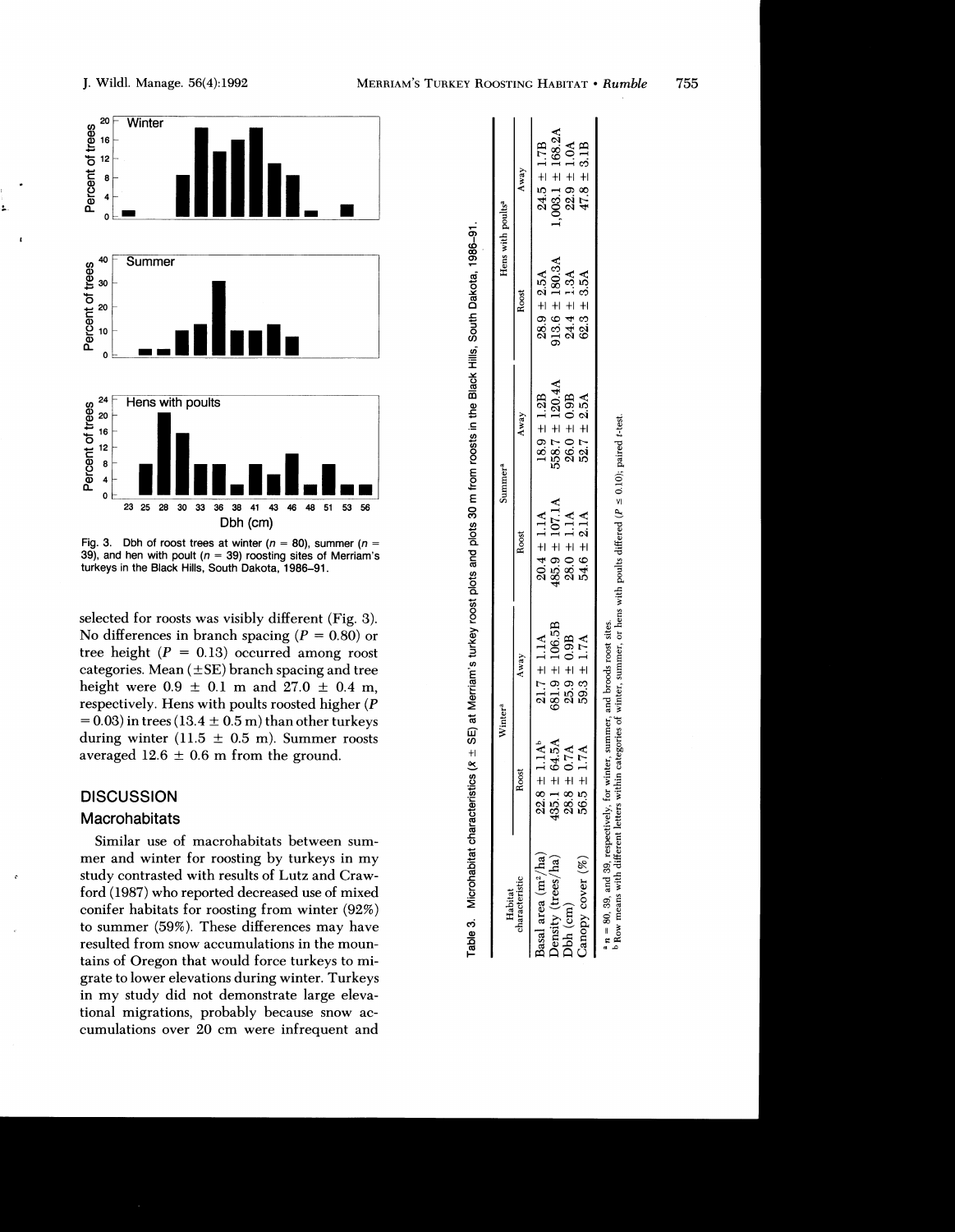Fig. 3. Dbh of roost trees at winter ($n$ = 80), summer ($n$ = 39), and hen with poult ($n$ = 39) roosting sites of Merriam's turkeys in the Black Hills, South Dakota, 1986–91.

selected for roosts was visibly different (Fig. 3). No differences in branch spacing ($P$ = 0.80) or tree height ($P$ = 0.13) occurred among roost categories. Mean (±SE) branch spacing and tree height were 0.9 ± 0.1 m and 27.0 ± 0.4 m, respectively. Hens with poults roosted higher ($P$ = 0.03) in trees (13.4 ± 0.5 m) than other turkeys during winter (11.5 ± 0.5 m). Summer roosts averaged 12.6 ± 0.6 m from the ground.

## DISCUSSION

### Macrohabitats

Similar use of macrohabitats between summer and winter for roosting by turkeys in my study contrasted with results of Lutz and Crawford (1987) who reported decreased use of mixed conifer habitats for roosting from winter (92%) to summer (59%). These differences may have resulted from snow accumulations in the mountains of Oregon that would force turkeys to migrate to lower elevations during winter. Turkeys in my study did not demonstrate large elevational migrations, probably because snow accumulations over 20 cm were infrequent and

Table 3. Microhabitat characteristics ($\bar{x}$ ± SE) at Merriam's turkey roost plots and plots 30 m from roosts in the Black Hills, South Dakota, 1986–91.

| Habitat characteristic | Winter[a] | | Summer[a] | | Hens with poults[a] | |
|---|---|---|---|---|---|---|
| | Roost | Away | Roost | Away | Roost | Away |
| Basal area (m²/ha) | 22.8 ± 1.1A[b] | 21.7 ± 1.1A | 20.4 ± 1.1A | 18.9 ± 1.2B | 28.9 ± 2.5A | 24.5 ± 1.7B |
| Density (trees/ha) | 435.1 ± 64.5A | 681.9 ± 106.5B | 485.9 ± 107.1A | 558.7 ± 120.4A | 913.6 ± 180.3A | 1,003.1 ± 168.2A |
| Dbh (cm) | 28.8 ± 0.7A | 25.9 ± 0.9B | 28.0 ± 1.1A | 26.0 ± 0.9B | 24.4 ± 1.3A | 22.9 ± 1.0A |
| Canopy cover (%) | 56.5 ± 1.7A | 59.3 ± 1.7A | 54.6 ± 2.1A | 52.7 ± 2.5A | 62.3 ± 3.5A | 47.8 ± 3.1B |

[a] $n$ = 80, 39, and 39, respectively, for winter, summer, and broods roost sites.
[b] Row means with different letters within categories of winter, summer, or hens with poults differed ($P \le 0.10$); paired $t$-test.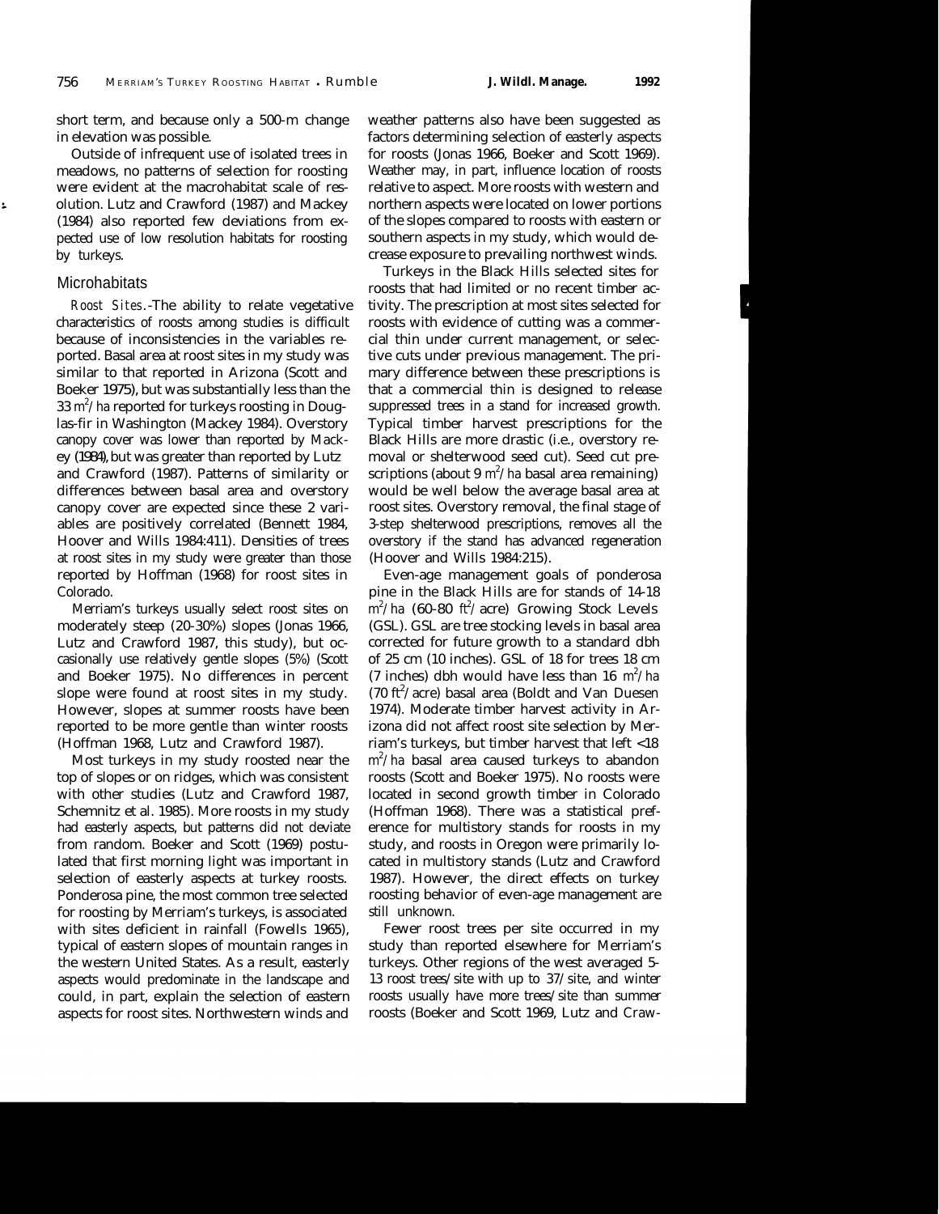short term, and because only a 500-m change in elevation was possible.

Outside of infrequent use of isolated trees in meadows, no patterns of selection for roosting were evident at the macrohabitat scale of resolution. Lutz and Crawford (1987) and Mackey (1984) also reported few deviations from expected use of low resolution habitats for roosting by turkeys.

### Microhabitats

*Roost Sites*.-The ability to relate vegetative characteristics of roosts among studies is difficult because of inconsistencies in the variables reported. Basal area at roost sites in my study was similar to that reported in Arizona (Scott and Boeker 1975), but was substantially less than the 33 $m^2/ha$ reported for turkeys roosting in Douglas-fir in Washington (Mackey 1984). Overstory canopy cover was lower than reported by Mackey (1984), but was greater than reported by Lutz and Crawford (1987). Patterns of similarity or differences between basal area and overstory canopy cover are expected since these 2 variables are positively correlated (Bennett 1984, Hoover and Wills 1984:411). Densities of trees at roost sites in my study were greater than those reported by Hoffman (1968) for roost sites in Colorado.

Merriam's turkeys usually select roost sites on moderately steep (20-30%) slopes (Jonas 1966, Lutz and Crawford 1987, this study), but occasionally use relatively gentle slopes (5%) (Scott and Boeker 1975). No differences in percent slope were found at roost sites in my study. However, slopes at summer roosts have been reported to be more gentle than winter roosts (Hoffman 1968, Lutz and Crawford 1987).

Most turkeys in my study roosted near the top of slopes or on ridges, which was consistent with other studies (Lutz and Crawford 1987, Schemnitz et al. 1985). More roosts in my study had easterly aspects, but patterns did not deviate from random. Boeker and Scott (1969) postulated that first morning light was important in selection of easterly aspects at turkey roosts. Ponderosa pine, the most common tree selected for roosting by Merriam's turkeys, is associated with sites deficient in rainfall (Fowells 1965), typical of eastern slopes of mountain ranges in the western United States. As a result, easterly aspects would predominate in the landscape and could, in part, explain the selection of eastern aspects for roost sites. Northwestern winds and weather patterns also have been suggested as factors determining selection of easterly aspects for roosts (Jonas 1966, Boeker and Scott 1969). Weather may, in part, influence location of roosts relative to aspect. More roosts with western and northern aspects were located on lower portions of the slopes compared to roosts with eastern or southern aspects in my study, which would decrease exposure to prevailing northwest winds.

Turkeys in the Black Hills selected sites for roosts that had limited or no recent timber activity. The prescription at most sites selected for roosts with evidence of cutting was a commercial thin under current management, or selective cuts under previous management. The primary difference between these prescriptions is that a commercial thin is designed to release suppressed trees in a stand for increased growth. Typical timber harvest prescriptions for the Black Hills are more drastic (i.e., overstory removal or shelterwood seed cut). Seed cut prescriptions (about 9 $m^2/ha$ basal area remaining) would be well below the average basal area at roost sites. Overstory removal, the final stage of 3-step shelterwood prescriptions, removes all the overstory if the stand has advanced regeneration (Hoover and Wills 1984:215).

Even-age management goals of ponderosa pine in the Black Hills are for stands of 14-18 $m^2/ha$ (60-80 $ft^2/acre$) Growing Stock Levels (GSL). GSL are tree stocking levels in basal area corrected for future growth to a standard dbh of 25 cm (10 inches). GSL of 18 for trees 18 cm (7 inches) dbh would have less than 16 $m^2/ha$ (70 $ft^2/acre$) basal area (Boldt and Van Duesen 1974). Moderate timber harvest activity in Arizona did not affect roost site selection by Merriam's turkeys, but timber harvest that left <18 $m^2/ha$ basal area caused turkeys to abandon roosts (Scott and Boeker 1975). No roosts were located in second growth timber in Colorado (Hoffman 1968). There was a statistical preference for multistory stands for roosts in my study, and roosts in Oregon were primarily located in multistory stands (Lutz and Crawford 1987). However, the direct effects on turkey roosting behavior of even-age management are still unknown.

Fewer roost trees per site occurred in my study than reported elsewhere for Merriam's turkeys. Other regions of the west averaged 5-13 roost trees/site with up to 37/site, and winter roosts usually have more trees/site than summer roosts (Boeker and Scott 1969, Lutz and Craw-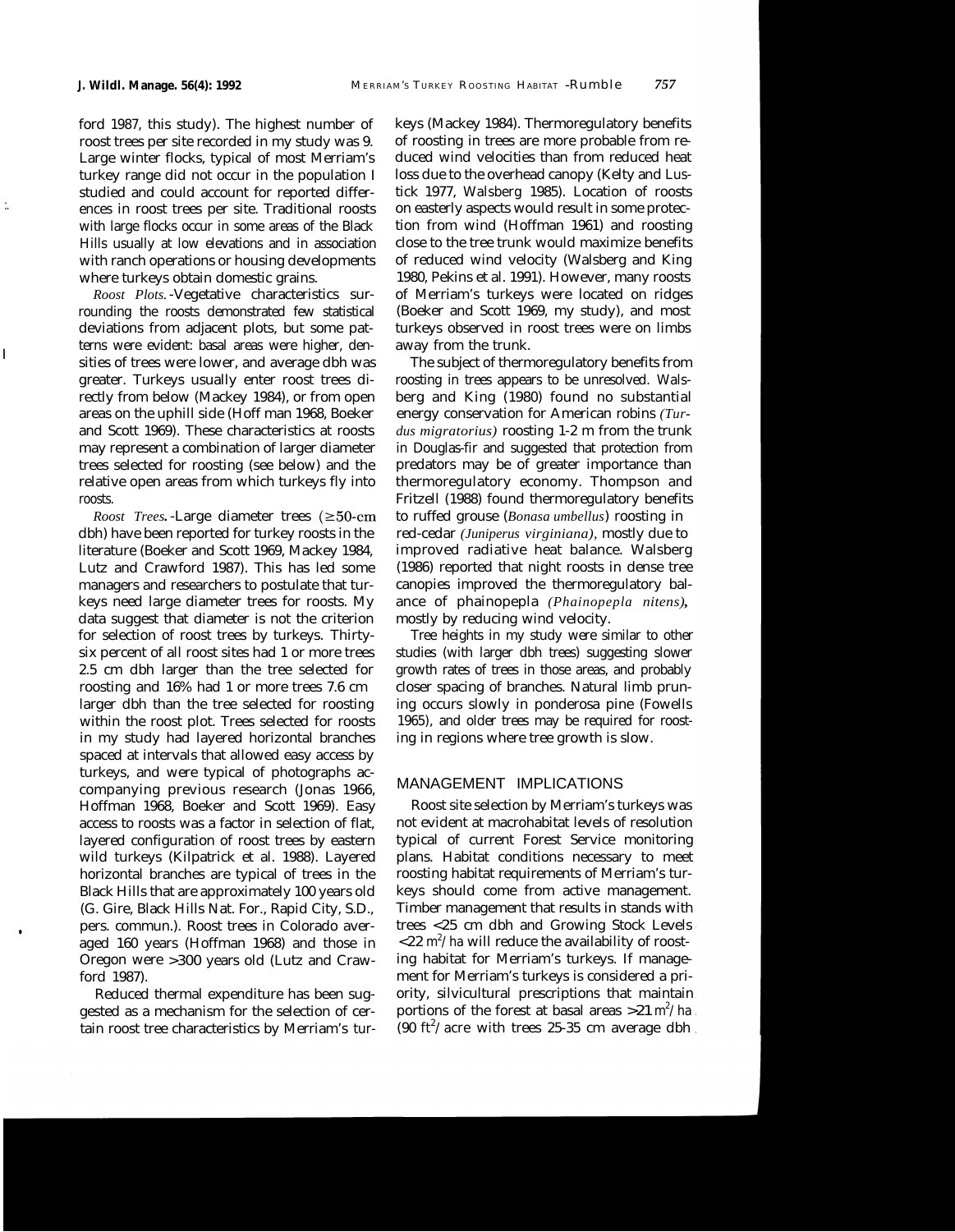ford 1987, this study). The highest number of roost trees per site recorded in my study was 9. Large winter flocks, typical of most Merriam's turkey range did not occur in the population I studied and could account for reported differences in roost trees per site. Traditional roosts with large flocks occur in some areas of the Black Hills usually at low elevations and in association with ranch operations or housing developments where turkeys obtain domestic grains.

*Roost Plots.*-Vegetative characteristics surrounding the roosts demonstrated few statistical deviations from adjacent plots, but some patterns were evident: basal areas were higher, densities of trees were lower, and average dbh was greater. Turkeys usually enter roost trees directly from below (Mackey 1984), or from open areas on the uphill side (Hoffman 1968, Boeker and Scott 1969). These characteristics at roosts may represent a combination of larger diameter trees selected for roosting (see below) and the relative open areas from which turkeys fly into roosts.

*Roost Trees.*-Large diameter trees (≥50-cm dbh) have been reported for turkey roosts in the literature (Boeker and Scott 1969, Mackey 1984, Lutz and Crawford 1987). This has led some managers and researchers to postulate that turkeys need large diameter trees for roosts. My data suggest that diameter is not the criterion for selection of roost trees by turkeys. Thirty-six percent of all roost sites had 1 or more trees 2.5 cm dbh larger than the tree selected for roosting and 16% had 1 or more trees 7.6 cm larger dbh than the tree selected for roosting within the roost plot. Trees selected for roosts in my study had layered horizontal branches spaced at intervals that allowed easy access by turkeys, and were typical of photographs accompanying previous research (Jonas 1966, Hoffman 1968, Boeker and Scott 1969). Easy access to roosts was a factor in selection of flat, layered configuration of roost trees by eastern wild turkeys (Kilpatrick et al. 1988). Layered horizontal branches are typical of trees in the Black Hills that are approximately 100 years old (G. Gire, Black Hills Nat. For., Rapid City, S.D., pers. commun.). Roost trees in Colorado averaged 160 years (Hoffman 1968) and those in Oregon were >300 years old (Lutz and Crawford 1987).

Reduced thermal expenditure has been suggested as a mechanism for the selection of certain roost tree characteristics by Merriam's turkeys (Mackey 1984). Thermoregulatory benefits of roosting in trees are more probable from reduced wind velocities than from reduced heat loss due to the overhead canopy (Kelty and Lustick 1977, Walsberg 1985). Location of roosts on easterly aspects would result in some protection from wind (Hoffman 1961) and roosting close to the tree trunk would maximize benefits of reduced wind velocity (Walsberg and King 1980, Pekins et al. 1991). However, many roosts of Merriam's turkeys were located on ridges (Boeker and Scott 1969, my study), and most turkeys observed in roost trees were on limbs away from the trunk.

The subject of thermoregulatory benefits from roosting in trees appears to be unresolved. Walsberg and King (1980) found no substantial energy conservation for American robins *(Turdus migratorius)* roosting 1-2 m from the trunk in Douglas-fir and suggested that protection from predators may be of greater importance than thermoregulatory economy. Thompson and Fritzell (1988) found thermoregulatory benefits to ruffed grouse (*Bonasa umbellus*) roosting in red-cedar *(Juniperus virginiana)*, mostly due to improved radiative heat balance. Walsberg (1986) reported that night roosts in dense tree canopies improved the thermoregulatory balance of phainopepla *(Phainopepla nitens)*, mostly by reducing wind velocity.

Tree heights in my study were similar to other studies (with larger dbh trees) suggesting slower growth rates of trees in those areas, and probably closer spacing of branches. Natural limb pruning occurs slowly in ponderosa pine (Fowells 1965), and older trees may be required for roosting in regions where tree growth is slow.

## MANAGEMENT IMPLICATIONS

Roost site selection by Merriam's turkeys was not evident at macrohabitat levels of resolution typical of current Forest Service monitoring plans. Habitat conditions necessary to meet roosting habitat requirements of Merriam's turkeys should come from active management. Timber management that results in stands with trees <25 cm dbh and Growing Stock Levels <22 $m^2$/ha will reduce the availability of roosting habitat for Merriam's turkeys. If management for Merriam's turkeys is considered a priority, silvicultural prescriptions that maintain portions of the forest at basal areas >21 $m^2$/ha (90 $ft^2$/acre with trees 25-35 cm average dbh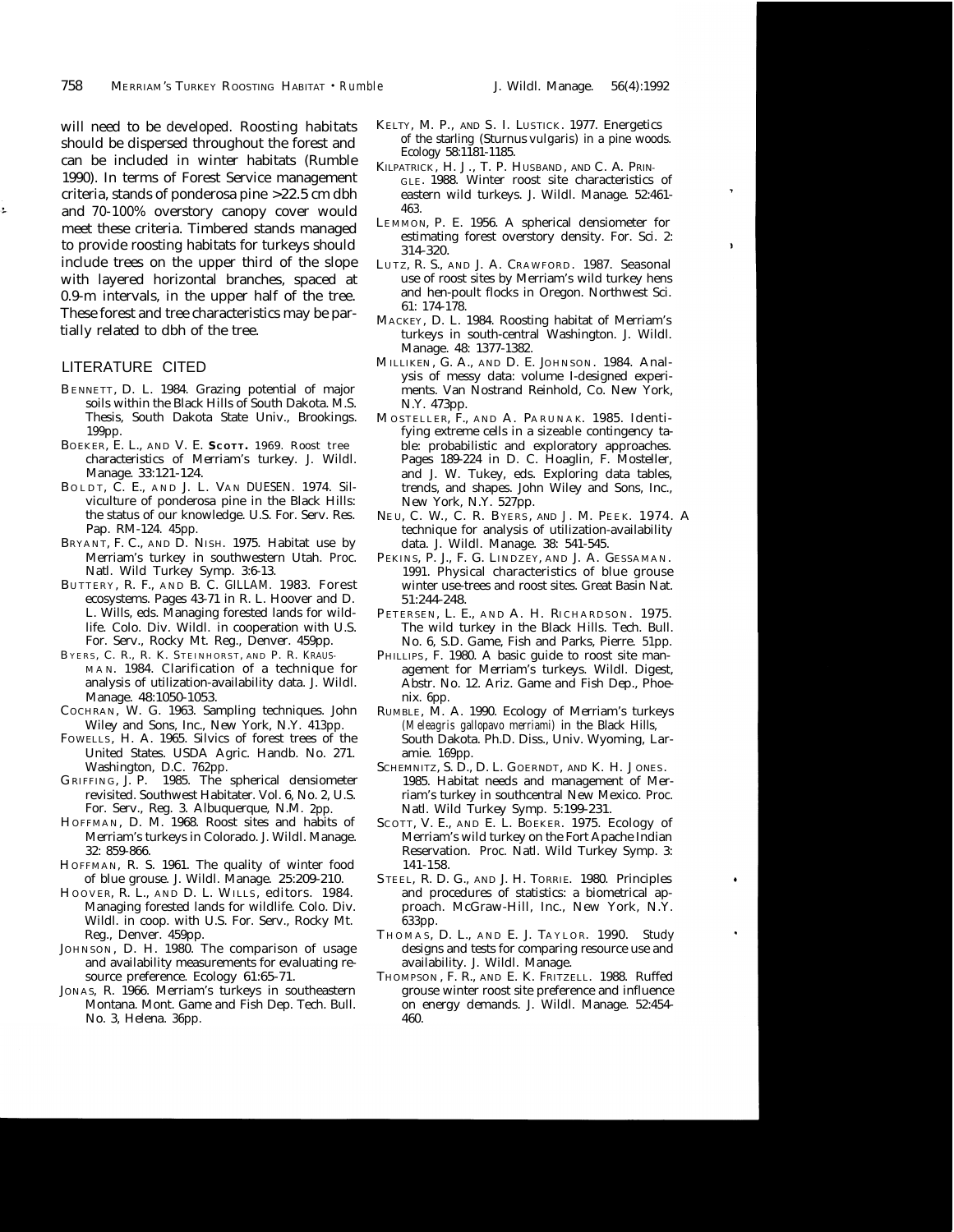will need to be developed. Roosting habitats should be dispersed throughout the forest and can be included in winter habitats (Rumble 1990). In terms of Forest Service management criteria, stands of ponderosa pine >22.5 cm dbh and 70-100% overstory canopy cover would meet these criteria. Timbered stands managed to provide roosting habitats for turkeys should include trees on the upper third of the slope with layered horizontal branches, spaced at 0.9-m intervals, in the upper half of the tree. These forest and tree characteristics may be partially related to dbh of the tree.

## LITERATURE CITED

BENNETT, D. L. 1984. Grazing potential of major soils within the Black Hills of South Dakota. M.S. Thesis, South Dakota State Univ., Brookings. 199pp.

BOEKER, E. L., AND V. E. SCOTT. 1969. Roost tree characteristics of Merriam's turkey. J. Wildl. Manage. 33:121-124.

BOLDT, C. E., AND J. L. VAN DUESEN. 1974. Silviculture of ponderosa pine in the Black Hills: the status of our knowledge. U.S. For. Serv. Res. Pap. RM-124. 45pp.

BRYANT, F. C., AND D. NISH. 1975. Habitat use by Merriam's turkey in southwestern Utah. Proc. Natl. Wild Turkey Symp. 3:6-13.

BUTTERY, R. F., AND B. C. GILLAM. 1983. Forest ecosystems. Pages 43-71 in R. L. Hoover and D. L. Wills, eds. Managing forested lands for wildlife. Colo. Div. Wildl. in cooperation with U.S. For. Serv., Rocky Mt. Reg., Denver. 459pp.

BYERS, C. R., R. K. STEINHORST, AND P. R. KRAUSMAN. 1984. Clarification of a technique for analysis of utilization-availability data. J. Wildl. Manage. 48:1050-1053.

COCHRAN, W. G. 1963. Sampling techniques. John Wiley and Sons, Inc., New York, N.Y. 413pp.

FOWELLS, H. A. 1965. Silvics of forest trees of the United States. USDA Agric. Handb. No. 271. Washington, D.C. 762pp.

GRIFFING, J. P. 1985. The spherical densiometer revisited. Southwest Habitater. Vol. 6, No. 2, U.S. For. Serv., Reg. 3. Albuquerque, N.M. 2pp.

HOFFMAN, D. M. 1968. Roost sites and habits of Merriam's turkeys in Colorado. J. Wildl. Manage. 32: 859-866.

HOFFMAN, R. S. 1961. The quality of winter food of blue grouse. J. Wildl. Manage. 25:209-210.

HOOVER, R. L., AND D. L. WILLS, editors. 1984. Managing forested lands for wildlife. Colo. Div. Wildl. in coop. with U.S. For. Serv., Rocky Mt. Reg., Denver. 459pp.

JOHNSON, D. H. 1980. The comparison of usage and availability measurements for evaluating resource preference. Ecology 61:65-71.

JONAS, R. 1966. Merriam's turkeys in southeastern Montana. Mont. Game and Fish Dep. Tech. Bull. No. 3, Helena. 36pp.

KELTY, M. P., AND S. I. LUSTICK. 1977. Energetics of the starling (Sturnus vulgaris) in a pine woods. Ecology 58:1181-1185.

KILPATRICK, H. J., T. P. HUSBAND, AND C. A. PRINGLE. 1988. Winter roost site characteristics of eastern wild turkeys. J. Wildl. Manage. 52:461-463.

LEMMON, P. E. 1956. A spherical densiometer for estimating forest overstory density. For. Sci. 2: 314-320.

LUTZ, R. S., AND J. A. CRAWFORD. 1987. Seasonal use of roost sites by Merriam's wild turkey hens and hen-poult flocks in Oregon. Northwest Sci. 61: 174-178.

MACKEY, D. L. 1984. Roosting habitat of Merriam's turkeys in south-central Washington. J. Wildl. Manage. 48: 1377-1382.

MILLIKEN, G. A., AND D. E. JOHNSON. 1984. Analysis of messy data: volume I-designed experiments. Van Nostrand Reinhold, Co. New York, N.Y. 473pp.

MOSTELLER, F., AND A. PARUNAK. 1985. Identifying extreme cells in a sizeable contingency table: probabilistic and exploratory approaches. Pages 189-224 in D. C. Hoaglin, F. Mosteller, and J. W. Tukey, eds. Exploring data tables, trends, and shapes. John Wiley and Sons, Inc., New York, N.Y. 527pp.

NEU, C. W., C. R. BYERS, AND J. M. PEEK. 1974. A technique for analysis of utilization-availability data. J. Wildl. Manage. 38: 541-545.

PEKINS, P. J., F. G. LINDZEY, AND J. A. GESSAMAN. 1991. Physical characteristics of blue grouse winter use-trees and roost sites. Great Basin Nat. 51:244-248.

PETERSEN, L. E., AND A. H. RICHARDSON. 1975. The wild turkey in the Black Hills. Tech. Bull. No. 6, S.D. Game, Fish and Parks, Pierre. 51pp.

PHILLIPS, F. 1980. A basic guide to roost site management for Merriam's turkeys. Wildl. Digest, Abstr. No. 12. Ariz. Game and Fish Dep., Phoenix. 6pp.

RUMBLE, M. A. 1990. Ecology of Merriam's turkeys *(Meleagris gallopavo merriami)* in the Black Hills, South Dakota. Ph.D. Diss., Univ. Wyoming, Laramie. 169pp.

SCHEMNITZ, S. D., D. L. GOERNDT, AND K. H. JONES. 1985. Habitat needs and management of Merriam's turkey in southcentral New Mexico. Proc. Natl. Wild Turkey Symp. 5:199-231.

SCOTT, V. E., AND E. L. BOEKER. 1975. Ecology of Merriam's wild turkey on the Fort Apache Indian Reservation. Proc. Natl. Wild Turkey Symp. 3: 141-158.

STEEL, R. D. G., AND J. H. TORRIE. 1980. Principles and procedures of statistics: a biometrical approach. McGraw-Hill, Inc., New York, N.Y. 633pp.

THOMAS, D. L., AND E. J. TAYLOR. 1990. Study designs and tests for comparing resource use and availability. J. Wildl. Manage.

THOMPSON, F. R., AND E. K. FRITZELL. 1988. Ruffed grouse winter roost site preference and influence on energy demands. J. Wildl. Manage. 52:454-460.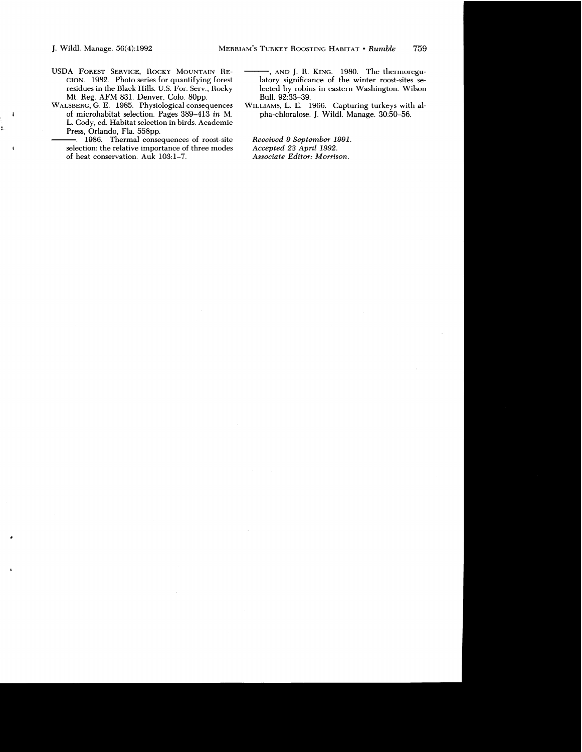USDA Forest Service, Rocky Mountain Region. 1982. Photo series for quantifying forest residues in the Black Hills. U.S. For. Serv., Rocky Mt. Reg. AFM 831. Denver, Colo. 80pp.

Walsberg, G. E. 1985. Physiological consequences of microhabitat selection. Pages 389–413 *in* M. L. Cody, ed. Habitat selection in birds. Academic Press, Orlando, Fla. 558pp.

———. 1986. Thermal consequences of roost-site selection: the relative importance of three modes of heat conservation. Auk 103:1–7.

———, and J. R. King. 1980. The thermoregulatory significance of the winter roost-sites selected by robins in eastern Washington. Wilson Bull. 92:33–39.

Williams, L. E. 1966. Capturing turkeys with alpha-chloralose. J. Wildl. Manage. 30:50–56.

*Received 9 September 1991.*
*Accepted 23 April 1992.*
*Associate Editor: Morrison.*